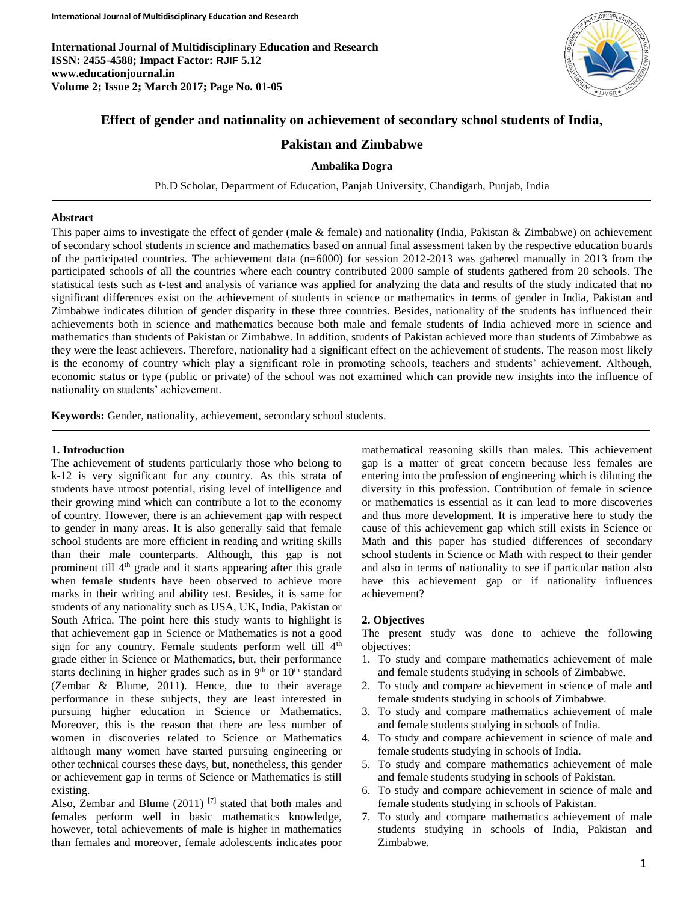International Journal of Multidisciplinary Education and Research
ISSN: 2455-4588; Impact Factor: RJIF 5.12
www.educationjournal.in
Volume 2; Issue 2; March 2017; Page No. 01-05

# Effect of gender and nationality on achievement of secondary school students of India, Pakistan and Zimbabwe

**Ambalika Dogra**

Ph.D Scholar, Department of Education, Panjab University, Chandigarh, Punjab, India

## Abstract

This paper aims to investigate the effect of gender (male & female) and nationality (India, Pakistan & Zimbabwe) on achievement of secondary school students in science and mathematics based on annual final assessment taken by the respective education boards of the participated countries. The achievement data (n=6000) for session 2012-2013 was gathered manually in 2013 from the participated schools of all the countries where each country contributed 2000 sample of students gathered from 20 schools. The statistical tests such as t-test and analysis of variance was applied for analyzing the data and results of the study indicated that no significant differences exist on the achievement of students in science or mathematics in terms of gender in India, Pakistan and Zimbabwe indicates dilution of gender disparity in these three countries. Besides, nationality of the students has influenced their achievements both in science and mathematics because both male and female students of India achieved more in science and mathematics than students of Pakistan or Zimbabwe. In addition, students of Pakistan achieved more than students of Zimbabwe as they were the least achievers. Therefore, nationality had a significant effect on the achievement of students. The reason most likely is the economy of country which play a significant role in promoting schools, teachers and students' achievement. Although, economic status or type (public or private) of the school was not examined which can provide new insights into the influence of nationality on students' achievement.

**Keywords:** Gender, nationality, achievement, secondary school students.

## 1. Introduction

The achievement of students particularly those who belong to k-12 is very significant for any country. As this strata of students have utmost potential, rising level of intelligence and their growing mind which can contribute a lot to the economy of country. However, there is an achievement gap with respect to gender in many areas. It is also generally said that female school students are more efficient in reading and writing skills than their male counterparts. Although, this gap is not prominent till 4th grade and it starts appearing after this grade when female students have been observed to achieve more marks in their writing and ability test. Besides, it is same for students of any nationality such as USA, UK, India, Pakistan or South Africa. The point here this study wants to highlight is that achievement gap in Science or Mathematics is not a good sign for any country. Female students perform well till 4th grade either in Science or Mathematics, but, their performance starts declining in higher grades such as in 9th or 10th standard (Zembar & Blume, 2011). Hence, due to their average performance in these subjects, they are least interested in pursuing higher education in Science or Mathematics. Moreover, this is the reason that there are less number of women in discoveries related to Science or Mathematics although many women have started pursuing engineering or other technical courses these days, but, nonetheless, this gender or achievement gap in terms of Science or Mathematics is still existing.

Also, Zembar and Blume (2011) [7] stated that both males and females perform well in basic mathematics knowledge, however, total achievements of male is higher in mathematics than females and moreover, female adolescents indicates poor mathematical reasoning skills than males. This achievement gap is a matter of great concern because less females are entering into the profession of engineering which is diluting the diversity in this profession. Contribution of female in science or mathematics is essential as it can lead to more discoveries and thus more development. It is imperative here to study the cause of this achievement gap which still exists in Science or Math and this paper has studied differences of secondary school students in Science or Math with respect to their gender and also in terms of nationality to see if particular nation also have this achievement gap or if nationality influences achievement?

## 2. Objectives

The present study was done to achieve the following objectives:

1. To study and compare mathematics achievement of male and female students studying in schools of Zimbabwe.
2. To study and compare achievement in science of male and female students studying in schools of Zimbabwe.
3. To study and compare mathematics achievement of male and female students studying in schools of India.
4. To study and compare achievement in science of male and female students studying in schools of India.
5. To study and compare mathematics achievement of male and female students studying in schools of Pakistan.
6. To study and compare achievement in science of male and female students studying in schools of Pakistan.
7. To study and compare mathematics achievement of male students studying in schools of India, Pakistan and Zimbabwe.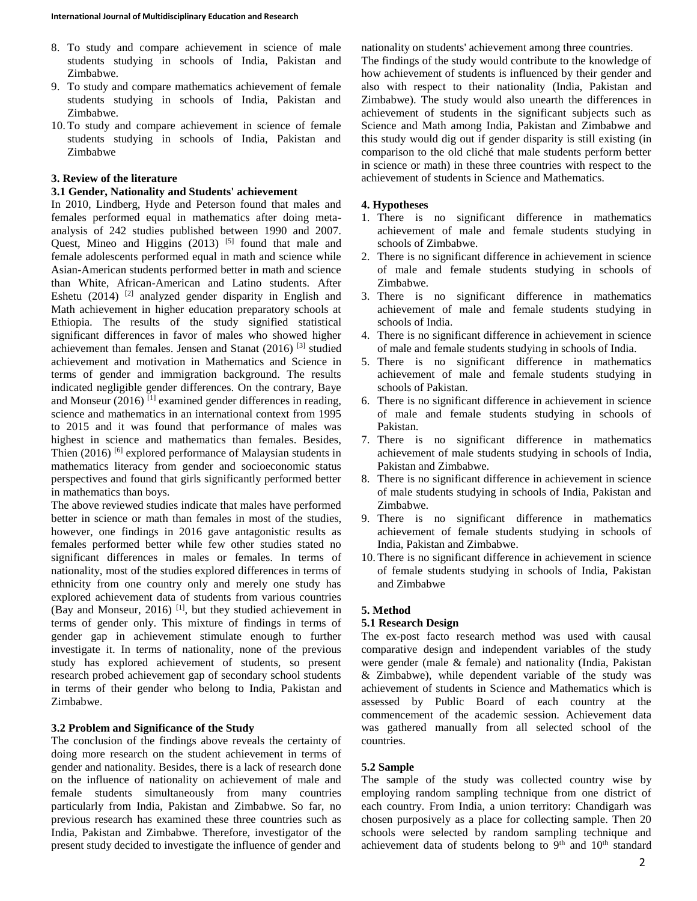8. To study and compare achievement in science of male students studying in schools of India, Pakistan and Zimbabwe.
9. To study and compare mathematics achievement of female students studying in schools of India, Pakistan and Zimbabwe.
10. To study and compare achievement in science of female students studying in schools of India, Pakistan and Zimbabwe

## 3. Review of the literature

### 3.1 Gender, Nationality and Students' achievement

In 2010, Lindberg, Hyde and Peterson found that males and females performed equal in mathematics after doing meta-analysis of 242 studies published between 1990 and 2007. Quest, Mineo and Higgins (2013) [5] found that male and female adolescents performed equal in math and science while Asian-American students performed better in math and science than White, African-American and Latino students. After Eshetu (2014) [2] analyzed gender disparity in English and Math achievement in higher education preparatory schools at Ethiopia. The results of the study signified statistical significant differences in favor of males who showed higher achievement than females. Jensen and Stanat (2016) [3] studied achievement and motivation in Mathematics and Science in terms of gender and immigration background. The results indicated negligible gender differences. On the contrary, Baye and Monseur (2016) [1] examined gender differences in reading, science and mathematics in an international context from 1995 to 2015 and it was found that performance of males was highest in science and mathematics than females. Besides, Thien (2016) [6] explored performance of Malaysian students in mathematics literacy from gender and socioeconomic status perspectives and found that girls significantly performed better in mathematics than boys.

The above reviewed studies indicate that males have performed better in science or math than females in most of the studies, however, one findings in 2016 gave antagonistic results as females performed better while few other studies stated no significant differences in males or females. In terms of nationality, most of the studies explored differences in terms of ethnicity from one country only and merely one study has explored achievement data of students from various countries (Bay and Monseur, 2016) [1], but they studied achievement in terms of gender only. This mixture of findings in terms of gender gap in achievement stimulate enough to further investigate it. In terms of nationality, none of the previous study has explored achievement of students, so present research probed achievement gap of secondary school students in terms of their gender who belong to India, Pakistan and Zimbabwe.

### 3.2 Problem and Significance of the Study

The conclusion of the findings above reveals the certainty of doing more research on the student achievement in terms of gender and nationality. Besides, there is a lack of research done on the influence of nationality on achievement of male and female students simultaneously from many countries particularly from India, Pakistan and Zimbabwe. So far, no previous research has examined these three countries such as India, Pakistan and Zimbabwe. Therefore, investigator of the present study decided to investigate the influence of gender and nationality on students' achievement among three countries.

The findings of the study would contribute to the knowledge of how achievement of students is influenced by their gender and also with respect to their nationality (India, Pakistan and Zimbabwe). The study would also unearth the differences in achievement of students in the significant subjects such as Science and Math among India, Pakistan and Zimbabwe and this study would dig out if gender disparity is still existing (in comparison to the old cliché that male students perform better in science or math) in these three countries with respect to the achievement of students in Science and Mathematics.

## 4. Hypotheses

1. There is no significant difference in mathematics achievement of male and female students studying in schools of Zimbabwe.
2. There is no significant difference in achievement in science of male and female students studying in schools of Zimbabwe.
3. There is no significant difference in mathematics achievement of male and female students studying in schools of India.
4. There is no significant difference in achievement in science of male and female students studying in schools of India.
5. There is no significant difference in mathematics achievement of male and female students studying in schools of Pakistan.
6. There is no significant difference in achievement in science of male and female students studying in schools of Pakistan.
7. There is no significant difference in mathematics achievement of male students studying in schools of India, Pakistan and Zimbabwe.
8. There is no significant difference in achievement in science of male students studying in schools of India, Pakistan and Zimbabwe.
9. There is no significant difference in mathematics achievement of female students studying in schools of India, Pakistan and Zimbabwe.
10. There is no significant difference in achievement in science of female students studying in schools of India, Pakistan and Zimbabwe

## 5. Method

### 5.1 Research Design

The ex-post facto research method was used with causal comparative design and independent variables of the study were gender (male & female) and nationality (India, Pakistan & Zimbabwe), while dependent variable of the study was achievement of students in Science and Mathematics which is assessed by Public Board of each country at the commencement of the academic session. Achievement data was gathered manually from all selected school of the countries.

### 5.2 Sample

The sample of the study was collected country wise by employing random sampling technique from one district of each country. From India, a union territory: Chandigarh was chosen purposively as a place for collecting sample. Then 20 schools were selected by random sampling technique and achievement data of students belong to 9th and 10th standard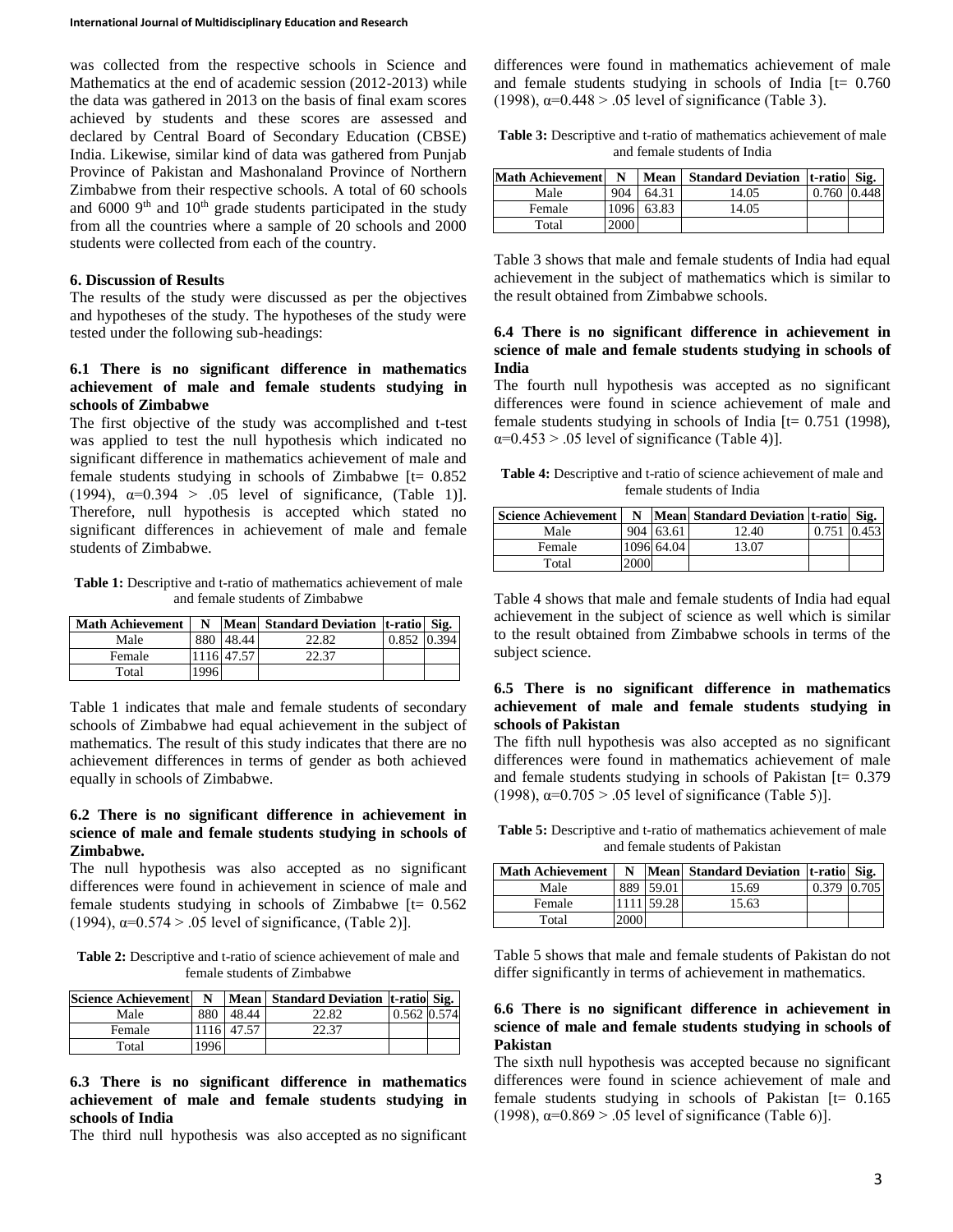was collected from the respective schools in Science and Mathematics at the end of academic session (2012-2013) while the data was gathered in 2013 on the basis of final exam scores achieved by students and these scores are assessed and declared by Central Board of Secondary Education (CBSE) India. Likewise, similar kind of data was gathered from Punjab Province of Pakistan and Mashonaland Province of Northern Zimbabwe from their respective schools. A total of 60 schools and 6000 9th and 10th grade students participated in the study from all the countries where a sample of 20 schools and 2000 students were collected from each of the country.

## 6. Discussion of Results

The results of the study were discussed as per the objectives and hypotheses of the study. The hypotheses of the study were tested under the following sub-headings:

### 6.1 There is no significant difference in mathematics achievement of male and female students studying in schools of Zimbabwe

The first objective of the study was accomplished and t-test was applied to test the null hypothesis which indicated no significant difference in mathematics achievement of male and female students studying in schools of Zimbabwe [t= 0.852 (1994), α=0.394 > .05 level of significance, (Table 1)]. Therefore, null hypothesis is accepted which stated no significant differences in achievement of male and female students of Zimbabwe.

**Table 1:** Descriptive and t-ratio of mathematics achievement of male and female students of Zimbabwe

| Math Achievement | N | Mean | Standard Deviation | t-ratio | Sig. |
|---|---|---|---|---|---|
| Male | 880 | 48.44 | 22.82 | 0.852 | 0.394 |
| Female | 1116 | 47.57 | 22.37 | | |
| Total | 1996 | | | | |

Table 1 indicates that male and female students of secondary schools of Zimbabwe had equal achievement in the subject of mathematics. The result of this study indicates that there are no achievement differences in terms of gender as both achieved equally in schools of Zimbabwe.

### 6.2 There is no significant difference in achievement in science of male and female students studying in schools of Zimbabwe.

The null hypothesis was also accepted as no significant differences were found in achievement in science of male and female students studying in schools of Zimbabwe [t= 0.562 (1994), α=0.574 > .05 level of significance, (Table 2)].

**Table 2:** Descriptive and t-ratio of science achievement of male and female students of Zimbabwe

| Science Achievement | N | Mean | Standard Deviation | t-ratio | Sig. |
|---|---|---|---|---|---|
| Male | 880 | 48.44 | 22.82 | 0.562 | 0.574 |
| Female | 1116 | 47.57 | 22.37 | | |
| Total | 1996 | | | | |

### 6.3 There is no significant difference in mathematics achievement of male and female students studying in schools of India

The third null hypothesis was also accepted as no significant differences were found in mathematics achievement of male and female students studying in schools of India [t= 0.760 (1998), α=0.448 > .05 level of significance (Table 3).

**Table 3:** Descriptive and t-ratio of mathematics achievement of male and female students of India

| Math Achievement | N | Mean | Standard Deviation | t-ratio | Sig. |
|---|---|---|---|---|---|
| Male | 904 | 64.31 | 14.05 | 0.760 | 0.448 |
| Female | 1096 | 63.83 | 14.05 | | |
| Total | 2000 | | | | |

Table 3 shows that male and female students of India had equal achievement in the subject of mathematics which is similar to the result obtained from Zimbabwe schools.

### 6.4 There is no significant difference in achievement in science of male and female students studying in schools of India

The fourth null hypothesis was accepted as no significant differences were found in science achievement of male and female students studying in schools of India [t= 0.751 (1998), α=0.453 > .05 level of significance (Table 4)].

**Table 4:** Descriptive and t-ratio of science achievement of male and female students of India

| Science Achievement | N | Mean | Standard Deviation | t-ratio | Sig. |
|---|---|---|---|---|---|
| Male | 904 | 63.61 | 12.40 | 0.751 | 0.453 |
| Female | 1096 | 64.04 | 13.07 | | |
| Total | 2000 | | | | |

Table 4 shows that male and female students of India had equal achievement in the subject of science as well which is similar to the result obtained from Zimbabwe schools in terms of the subject science.

### 6.5 There is no significant difference in mathematics achievement of male and female students studying in schools of Pakistan

The fifth null hypothesis was also accepted as no significant differences were found in mathematics achievement of male and female students studying in schools of Pakistan [t= 0.379 (1998), α=0.705 > .05 level of significance (Table 5)].

**Table 5:** Descriptive and t-ratio of mathematics achievement of male and female students of Pakistan

| Math Achievement | N | Mean | Standard Deviation | t-ratio | Sig. |
|---|---|---|---|---|---|
| Male | 889 | 59.01 | 15.69 | 0.379 | 0.705 |
| Female | 1111 | 59.28 | 15.63 | | |
| Total | 2000 | | | | |

Table 5 shows that male and female students of Pakistan do not differ significantly in terms of achievement in mathematics.

### 6.6 There is no significant difference in achievement in science of male and female students studying in schools of Pakistan

The sixth null hypothesis was accepted because no significant differences were found in science achievement of male and female students studying in schools of Pakistan [t= 0.165 (1998), α=0.869 > .05 level of significance (Table 6)].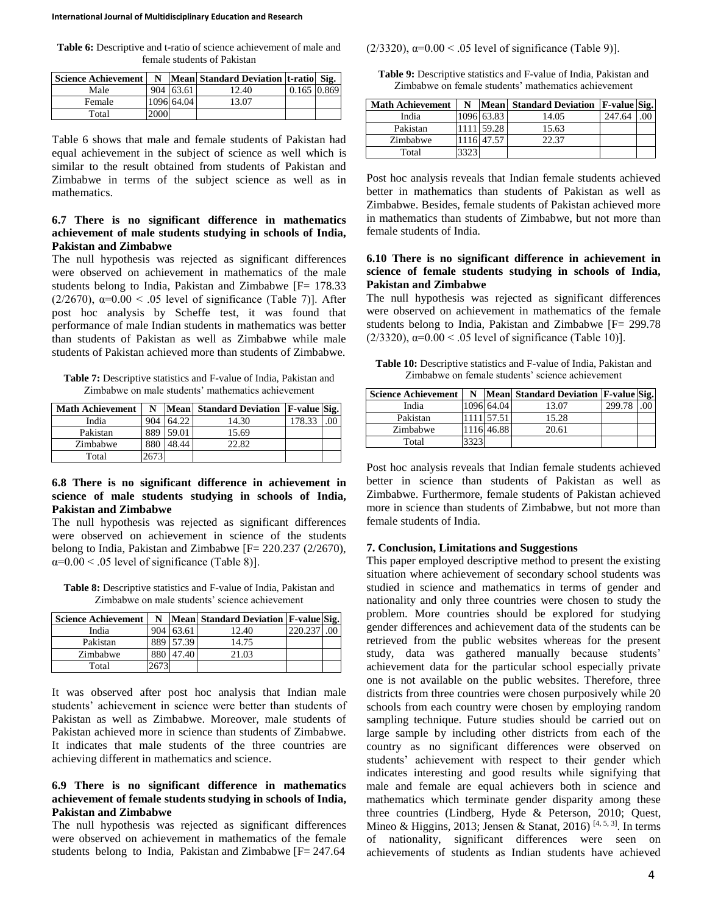**Table 6:** Descriptive and t-ratio of science achievement of male and female students of Pakistan

| Science Achievement | N | Mean | Standard Deviation | t-ratio | Sig. |
|---|---|---|---|---|---|
| Male | 904 | 63.61 | 12.40 | 0.165 | 0.869 |
| Female | 1096 | 64.04 | 13.07 | | |
| Total | 2000 | | | | |

Table 6 shows that male and female students of Pakistan had equal achievement in the subject of science as well which is similar to the result obtained from students of Pakistan and Zimbabwe in terms of the subject science as well as in mathematics.

### 6.7 There is no significant difference in mathematics achievement of male students studying in schools of India, Pakistan and Zimbabwe

The null hypothesis was rejected as significant differences were observed on achievement in mathematics of the male students belong to India, Pakistan and Zimbabwe [F= 178.33 (2/2670), α=0.00 < .05 level of significance (Table 7)]. After post hoc analysis by Scheffe test, it was found that performance of male Indian students in mathematics was better than students of Pakistan as well as Zimbabwe while male students of Pakistan achieved more than students of Zimbabwe.

**Table 7:** Descriptive statistics and F-value of India, Pakistan and Zimbabwe on male students' mathematics achievement

| Math Achievement | N | Mean | Standard Deviation | F-value | Sig. |
|---|---|---|---|---|---|
| India | 904 | 64.22 | 14.30 | 178.33 | .00 |
| Pakistan | 889 | 59.01 | 15.69 | | |
| Zimbabwe | 880 | 48.44 | 22.82 | | |
| Total | 2673 | | | | |

### 6.8 There is no significant difference in achievement in science of male students studying in schools of India, Pakistan and Zimbabwe

The null hypothesis was rejected as significant differences were observed on achievement in science of the students belong to India, Pakistan and Zimbabwe [F= 220.237 (2/2670), α=0.00 < .05 level of significance (Table 8)].

**Table 8:** Descriptive statistics and F-value of India, Pakistan and Zimbabwe on male students' science achievement

| Science Achievement | N | Mean | Standard Deviation | F-value | Sig. |
|---|---|---|---|---|---|
| India | 904 | 63.61 | 12.40 | 220.237 | .00 |
| Pakistan | 889 | 57.39 | 14.75 | | |
| Zimbabwe | 880 | 47.40 | 21.03 | | |
| Total | 2673 | | | | |

It was observed after post hoc analysis that Indian male students' achievement in science were better than students of Pakistan as well as Zimbabwe. Moreover, male students of Pakistan achieved more in science than students of Zimbabwe. It indicates that male students of the three countries are achieving different in mathematics and science.

### 6.9 There is no significant difference in mathematics achievement of female students studying in schools of India, Pakistan and Zimbabwe

The null hypothesis was rejected as significant differences were observed on achievement in mathematics of the female students belong to India, Pakistan and Zimbabwe [F= 247.64 (2/3320), α=0.00 < .05 level of significance (Table 9)].

**Table 9:** Descriptive statistics and F-value of India, Pakistan and Zimbabwe on female students' mathematics achievement

| Math Achievement | N | Mean | Standard Deviation | F-value | Sig. |
|---|---|---|---|---|---|
| India | 1096 | 63.83 | 14.05 | 247.64 | .00 |
| Pakistan | 1111 | 59.28 | 15.63 | | |
| Zimbabwe | 1116 | 47.57 | 22.37 | | |
| Total | 3323 | | | | |

Post hoc analysis reveals that Indian female students achieved better in mathematics than students of Pakistan as well as Zimbabwe. Besides, female students of Pakistan achieved more in mathematics than students of Zimbabwe, but not more than female students of India.

### 6.10 There is no significant difference in achievement in science of female students studying in schools of India, Pakistan and Zimbabwe

The null hypothesis was rejected as significant differences were observed on achievement in mathematics of the female students belong to India, Pakistan and Zimbabwe [F= 299.78 (2/3320), α=0.00 < .05 level of significance (Table 10)].

**Table 10:** Descriptive statistics and F-value of India, Pakistan and Zimbabwe on female students' science achievement

| Science Achievement | N | Mean | Standard Deviation | F-value | Sig. |
|---|---|---|---|---|---|
| India | 1096 | 64.04 | 13.07 | 299.78 | .00 |
| Pakistan | 1111 | 57.51 | 15.28 | | |
| Zimbabwe | 1116 | 46.88 | 20.61 | | |
| Total | 3323 | | | | |

Post hoc analysis reveals that Indian female students achieved better in science than students of Pakistan as well as Zimbabwe. Furthermore, female students of Pakistan achieved more in science than students of Zimbabwe, but not more than female students of India.

## 7. Conclusion, Limitations and Suggestions

This paper employed descriptive method to present the existing situation where achievement of secondary school students was studied in science and mathematics in terms of gender and nationality and only three countries were chosen to study the problem. More countries should be explored for studying gender differences and achievement data of the students can be retrieved from the public websites whereas for the present study, data was gathered manually because students' achievement data for the particular school especially private one is not available on the public websites. Therefore, three districts from three countries were chosen purposively while 20 schools from each country were chosen by employing random sampling technique. Future studies should be carried out on large sample by including other districts from each of the country as no significant differences were observed on students' achievement with respect to their gender which indicates interesting and good results while signifying that male and female are equal achievers both in science and mathematics which terminate gender disparity among these three countries (Lindberg, Hyde & Peterson, 2010; Quest, Mineo & Higgins, 2013; Jensen & Stanat, 2016) [4, 5, 3]. In terms of nationality, significant differences were seen on achievements of students as Indian students have achieved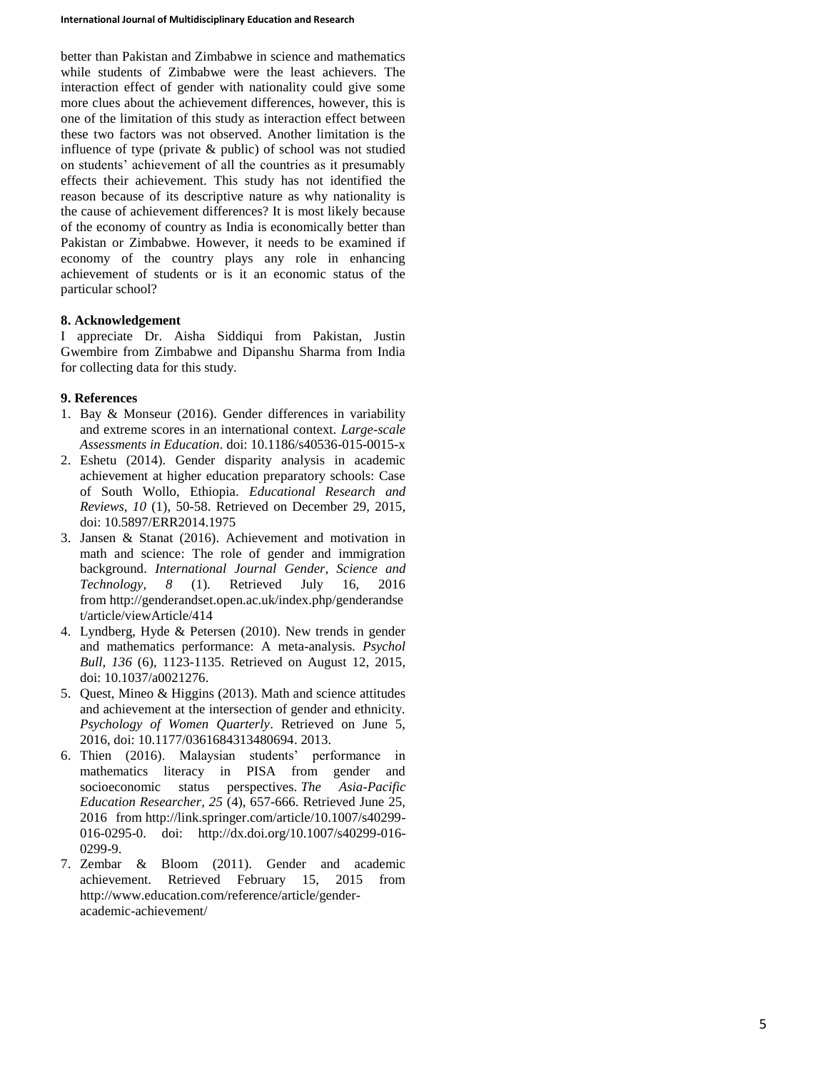better than Pakistan and Zimbabwe in science and mathematics while students of Zimbabwe were the least achievers. The interaction effect of gender with nationality could give some more clues about the achievement differences, however, this is one of the limitation of this study as interaction effect between these two factors was not observed. Another limitation is the influence of type (private & public) of school was not studied on students' achievement of all the countries as it presumably effects their achievement. This study has not identified the reason because of its descriptive nature as why nationality is the cause of achievement differences? It is most likely because of the economy of country as India is economically better than Pakistan or Zimbabwe. However, it needs to be examined if economy of the country plays any role in enhancing achievement of students or is it an economic status of the particular school?

## 8. Acknowledgement

I appreciate Dr. Aisha Siddiqui from Pakistan, Justin Gwembire from Zimbabwe and Dipanshu Sharma from India for collecting data for this study.

## 9. References

1. Bay & Monseur (2016). Gender differences in variability and extreme scores in an international context. *Large-scale Assessments in Education*. doi: 10.1186/s40536-015-0015-x
2. Eshetu (2014). Gender disparity analysis in academic achievement at higher education preparatory schools: Case of South Wollo, Ethiopia. *Educational Research and Reviews, 10* (1), 50-58. Retrieved on December 29, 2015, doi: 10.5897/ERR2014.1975
3. Jansen & Stanat (2016). Achievement and motivation in math and science: The role of gender and immigration background. *International Journal Gender, Science and Technology, 8* (1). Retrieved July 16, 2016 from http://genderandset.open.ac.uk/index.php/genderandset/article/viewArticle/414
4. Lyndberg, Hyde & Petersen (2010). New trends in gender and mathematics performance: A meta-analysis. *Psychol Bull, 136* (6), 1123-1135. Retrieved on August 12, 2015, doi: 10.1037/a0021276.
5. Quest, Mineo & Higgins (2013). Math and science attitudes and achievement at the intersection of gender and ethnicity. *Psychology of Women Quarterly*. Retrieved on June 5, 2016, doi: 10.1177/0361684313480694. 2013.
6. Thien (2016). Malaysian students' performance in mathematics literacy in PISA from gender and socioeconomic status perspectives. *The Asia-Pacific Education Researcher, 25* (4), 657-666. Retrieved June 25, 2016 from http://link.springer.com/article/10.1007/s40299-016-0295-0. doi: http://dx.doi.org/10.1007/s40299-016-0299-9.
7. Zembar & Bloom (2011). Gender and academic achievement. Retrieved February 15, 2015 from http://www.education.com/reference/article/gender-academic-achievement/